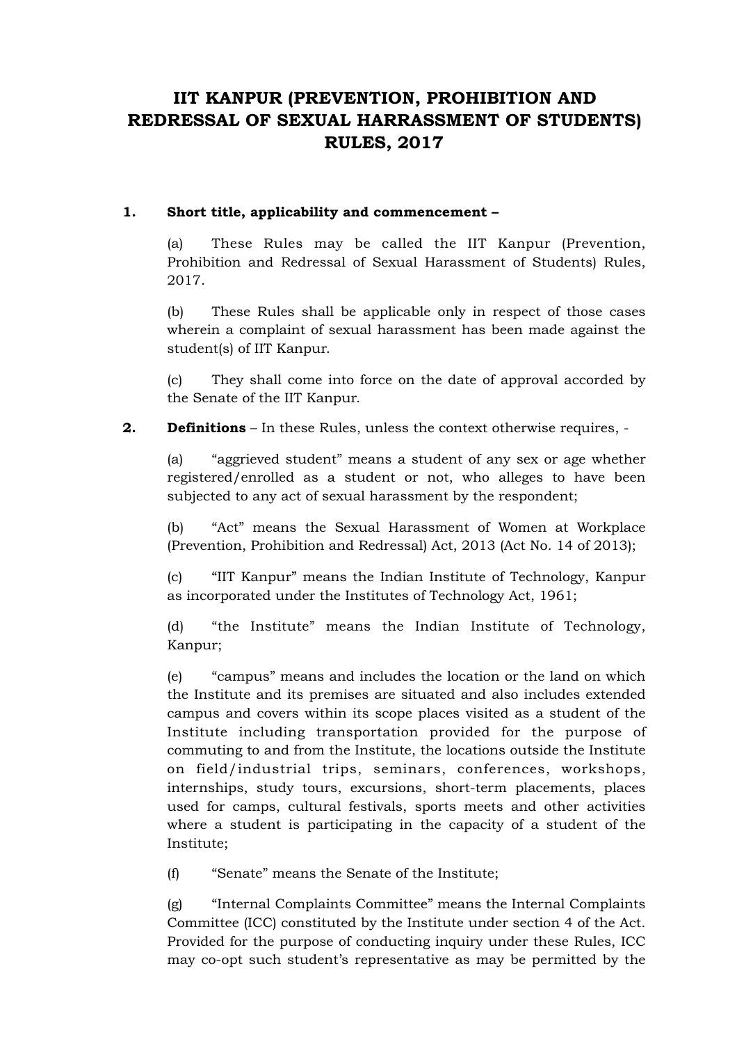# IIT KANPUR (PREVENTION, PROHIBITION AND REDRESSAL OF SEXUAL HARRASSMENT OF STUDENTS) RULES, 2017

**1. Short title, applicability and commencement –**

(a) These Rules may be called the IIT Kanpur (Prevention, Prohibition and Redressal of Sexual Harassment of Students) Rules, 2017.

(b) These Rules shall be applicable only in respect of those cases wherein a complaint of sexual harassment has been made against the student(s) of IIT Kanpur.

(c) They shall come into force on the date of approval accorded by the Senate of the IIT Kanpur.

**2. Definitions** – In these Rules, unless the context otherwise requires, -

(a) "aggrieved student" means a student of any sex or age whether registered/enrolled as a student or not, who alleges to have been subjected to any act of sexual harassment by the respondent;

(b) "Act" means the Sexual Harassment of Women at Workplace (Prevention, Prohibition and Redressal) Act, 2013 (Act No. 14 of 2013);

(c) "IIT Kanpur" means the Indian Institute of Technology, Kanpur as incorporated under the Institutes of Technology Act, 1961;

(d) "the Institute" means the Indian Institute of Technology, Kanpur;

(e) "campus" means and includes the location or the land on which the Institute and its premises are situated and also includes extended campus and covers within its scope places visited as a student of the Institute including transportation provided for the purpose of commuting to and from the Institute, the locations outside the Institute on field/industrial trips, seminars, conferences, workshops, internships, study tours, excursions, short-term placements, places used for camps, cultural festivals, sports meets and other activities where a student is participating in the capacity of a student of the Institute;

(f) "Senate" means the Senate of the Institute;

(g) "Internal Complaints Committee" means the Internal Complaints Committee (ICC) constituted by the Institute under section 4 of the Act. Provided for the purpose of conducting inquiry under these Rules, ICC may co-opt such student's representative as may be permitted by the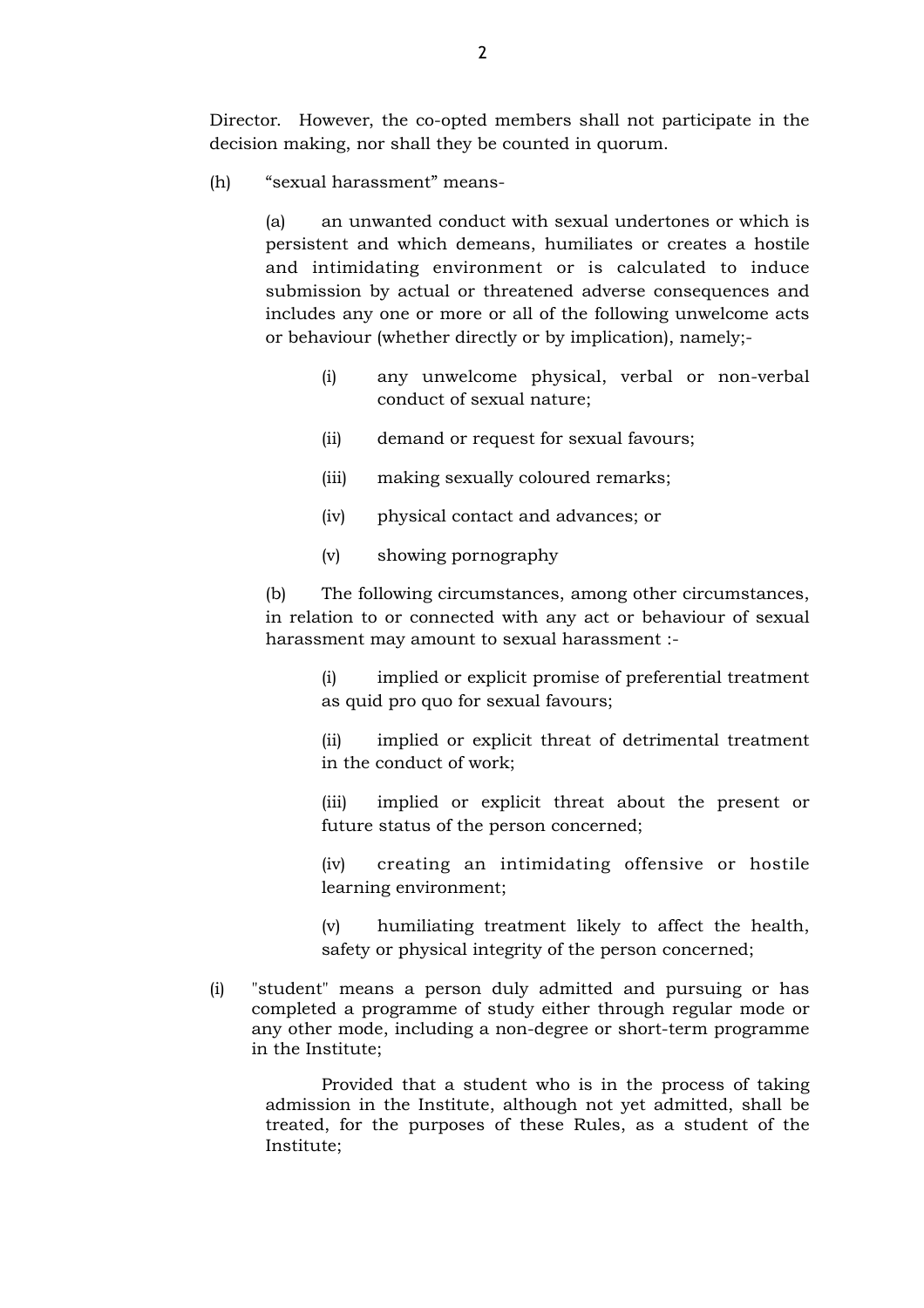Director. However, the co-opted members shall not participate in the decision making, nor shall they be counted in quorum.

(h) "sexual harassment" means-

(a) an unwanted conduct with sexual undertones or which is persistent and which demeans, humiliates or creates a hostile and intimidating environment or is calculated to induce submission by actual or threatened adverse consequences and includes any one or more or all of the following unwelcome acts or behaviour (whether directly or by implication), namely;-

(i) any unwelcome physical, verbal or non-verbal conduct of sexual nature;

(ii) demand or request for sexual favours;

(iii) making sexually coloured remarks;

(iv) physical contact and advances; or

(v) showing pornography

(b) The following circumstances, among other circumstances, in relation to or connected with any act or behaviour of sexual harassment may amount to sexual harassment :-

(i) implied or explicit promise of preferential treatment as quid pro quo for sexual favours;

(ii) implied or explicit threat of detrimental treatment in the conduct of work;

(iii) implied or explicit threat about the present or future status of the person concerned;

(iv) creating an intimidating offensive or hostile learning environment;

(v) humiliating treatment likely to affect the health, safety or physical integrity of the person concerned;

(i) "student" means a person duly admitted and pursuing or has completed a programme of study either through regular mode or any other mode, including a non-degree or short-term programme in the Institute;

Provided that a student who is in the process of taking admission in the Institute, although not yet admitted, shall be treated, for the purposes of these Rules, as a student of the Institute;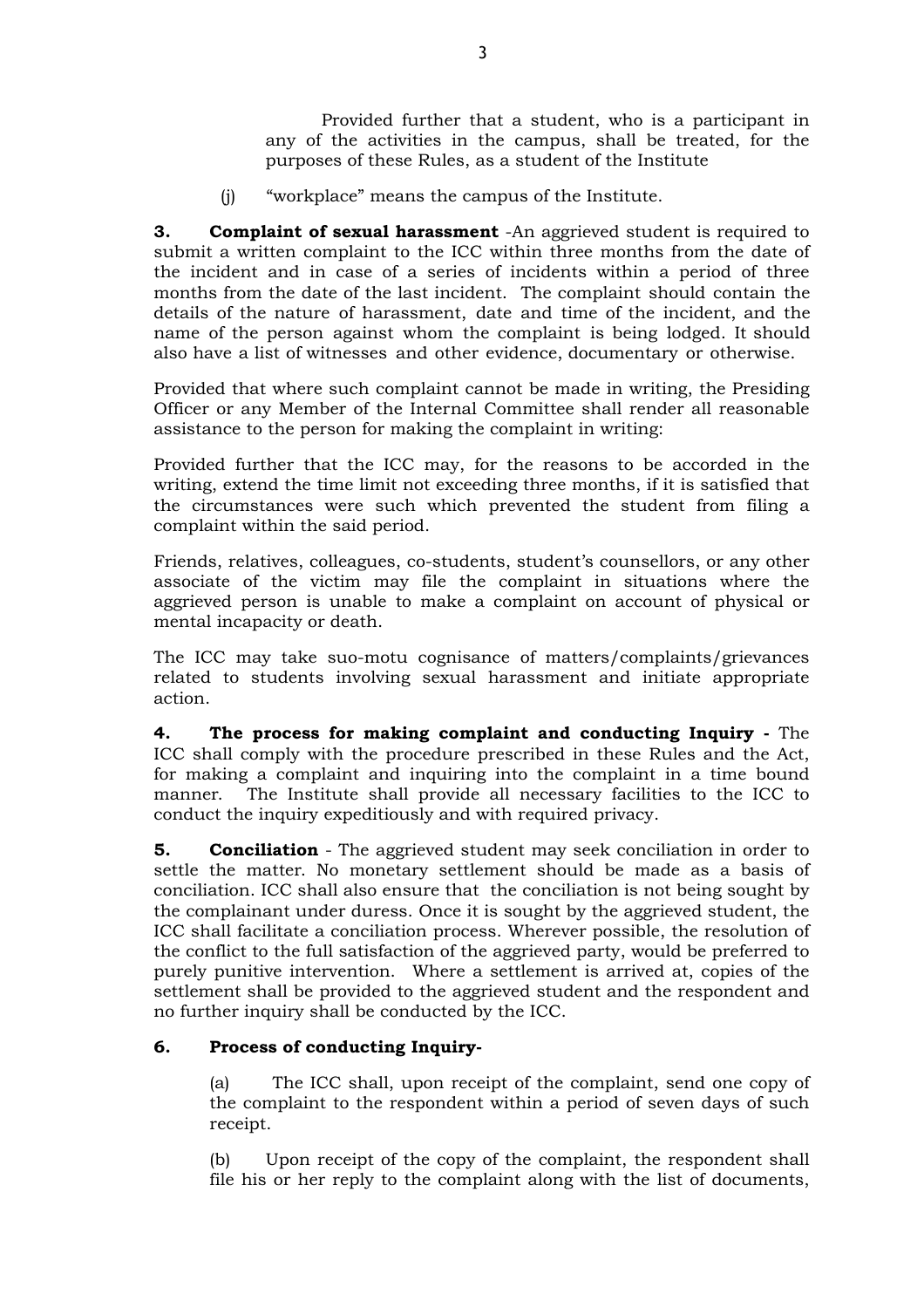Provided further that a student, who is a participant in any of the activities in the campus, shall be treated, for the purposes of these Rules, as a student of the Institute

(j) "workplace" means the campus of the Institute.

**3. Complaint of sexual harassment** -An aggrieved student is required to submit a written complaint to the ICC within three months from the date of the incident and in case of a series of incidents within a period of three months from the date of the last incident. The complaint should contain the details of the nature of harassment, date and time of the incident, and the name of the person against whom the complaint is being lodged. It should also have a list of witnesses and other evidence, documentary or otherwise.

Provided that where such complaint cannot be made in writing, the Presiding Officer or any Member of the Internal Committee shall render all reasonable assistance to the person for making the complaint in writing:

Provided further that the ICC may, for the reasons to be accorded in the writing, extend the time limit not exceeding three months, if it is satisfied that the circumstances were such which prevented the student from filing a complaint within the said period.

Friends, relatives, colleagues, co-students, student's counsellors, or any other associate of the victim may file the complaint in situations where the aggrieved person is unable to make a complaint on account of physical or mental incapacity or death.

The ICC may take suo-motu cognisance of matters/complaints/grievances related to students involving sexual harassment and initiate appropriate action.

**4. The process for making complaint and conducting Inquiry -** The ICC shall comply with the procedure prescribed in these Rules and the Act, for making a complaint and inquiring into the complaint in a time bound manner. The Institute shall provide all necessary facilities to the ICC to conduct the inquiry expeditiously and with required privacy.

**5. Conciliation** - The aggrieved student may seek conciliation in order to settle the matter. No monetary settlement should be made as a basis of conciliation. ICC shall also ensure that the conciliation is not being sought by the complainant under duress. Once it is sought by the aggrieved student, the ICC shall facilitate a conciliation process. Wherever possible, the resolution of the conflict to the full satisfaction of the aggrieved party, would be preferred to purely punitive intervention. Where a settlement is arrived at, copies of the settlement shall be provided to the aggrieved student and the respondent and no further inquiry shall be conducted by the ICC.

**6. Process of conducting Inquiry-**

(a) The ICC shall, upon receipt of the complaint, send one copy of the complaint to the respondent within a period of seven days of such receipt.

(b) Upon receipt of the copy of the complaint, the respondent shall file his or her reply to the complaint along with the list of documents,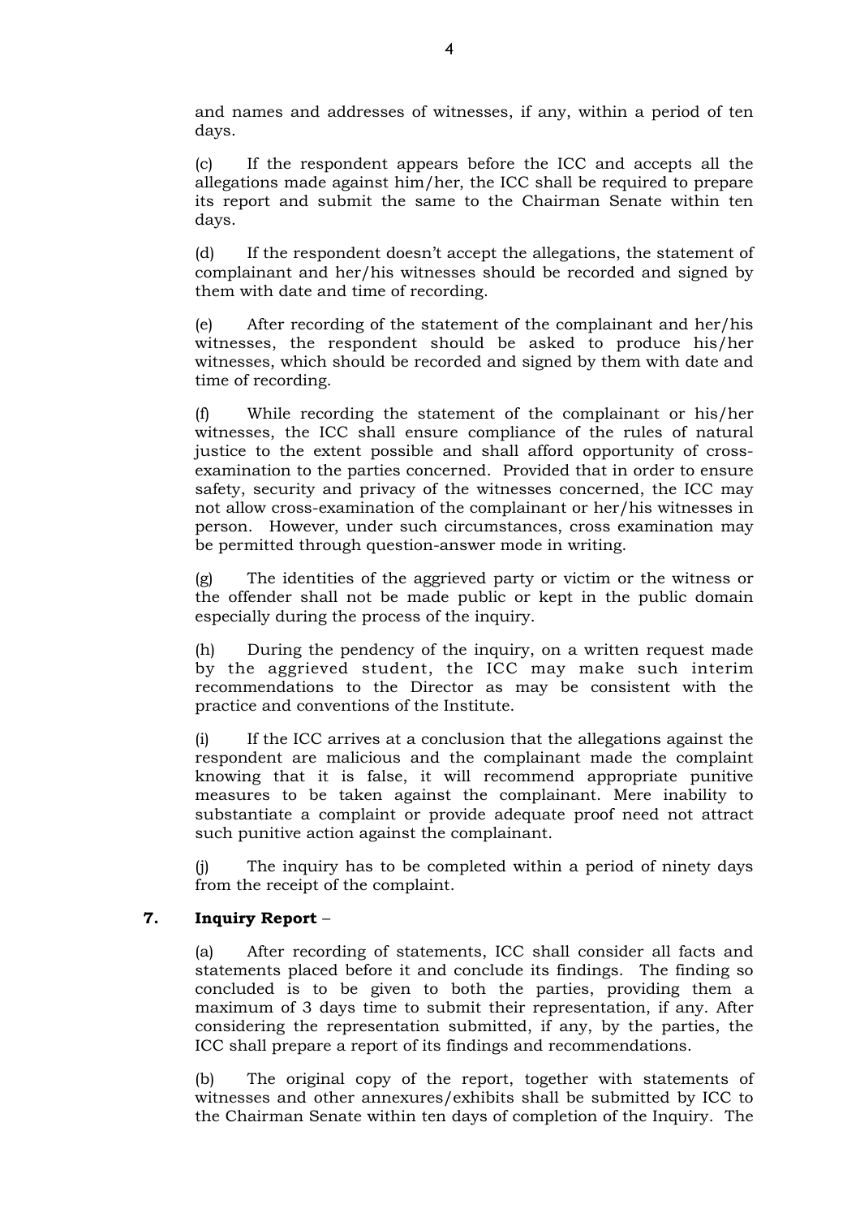and names and addresses of witnesses, if any, within a period of ten days.

(c) If the respondent appears before the ICC and accepts all the allegations made against him/her, the ICC shall be required to prepare its report and submit the same to the Chairman Senate within ten days.

(d) If the respondent doesn't accept the allegations, the statement of complainant and her/his witnesses should be recorded and signed by them with date and time of recording.

(e) After recording of the statement of the complainant and her/his witnesses, the respondent should be asked to produce his/her witnesses, which should be recorded and signed by them with date and time of recording.

(f) While recording the statement of the complainant or his/her witnesses, the ICC shall ensure compliance of the rules of natural justice to the extent possible and shall afford opportunity of cross-examination to the parties concerned. Provided that in order to ensure safety, security and privacy of the witnesses concerned, the ICC may not allow cross-examination of the complainant or her/his witnesses in person. However, under such circumstances, cross examination may be permitted through question-answer mode in writing.

(g) The identities of the aggrieved party or victim or the witness or the offender shall not be made public or kept in the public domain especially during the process of the inquiry.

(h) During the pendency of the inquiry, on a written request made by the aggrieved student, the ICC may make such interim recommendations to the Director as may be consistent with the practice and conventions of the Institute.

(i) If the ICC arrives at a conclusion that the allegations against the respondent are malicious and the complainant made the complaint knowing that it is false, it will recommend appropriate punitive measures to be taken against the complainant. Mere inability to substantiate a complaint or provide adequate proof need not attract such punitive action against the complainant.

(j) The inquiry has to be completed within a period of ninety days from the receipt of the complaint.

**7. Inquiry Report** –

(a) After recording of statements, ICC shall consider all facts and statements placed before it and conclude its findings. The finding so concluded is to be given to both the parties, providing them a maximum of 3 days time to submit their representation, if any. After considering the representation submitted, if any, by the parties, the ICC shall prepare a report of its findings and recommendations.

(b) The original copy of the report, together with statements of witnesses and other annexures/exhibits shall be submitted by ICC to the Chairman Senate within ten days of completion of the Inquiry. The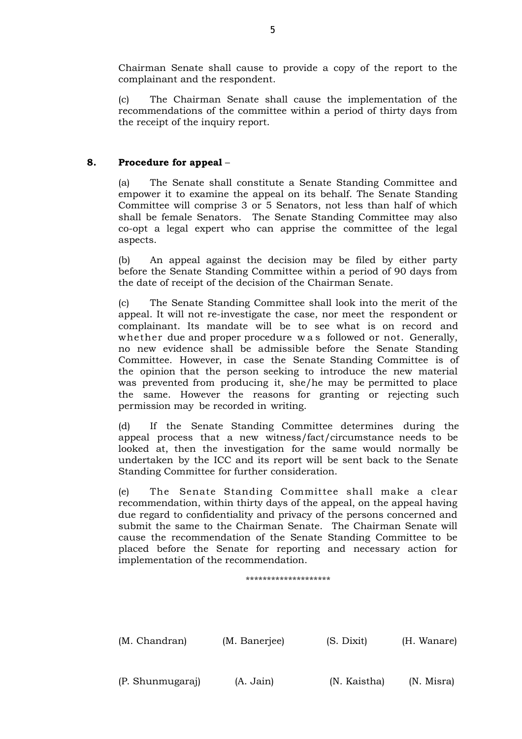Chairman Senate shall cause to provide a copy of the report to the complainant and the respondent.

(c) The Chairman Senate shall cause the implementation of the recommendations of the committee within a period of thirty days from the receipt of the inquiry report.

**8. Procedure for appeal** –

(a) The Senate shall constitute a Senate Standing Committee and empower it to examine the appeal on its behalf. The Senate Standing Committee will comprise 3 or 5 Senators, not less than half of which shall be female Senators. The Senate Standing Committee may also co-opt a legal expert who can apprise the committee of the legal aspects.

(b) An appeal against the decision may be filed by either party before the Senate Standing Committee within a period of 90 days from the date of receipt of the decision of the Chairman Senate.

(c) The Senate Standing Committee shall look into the merit of the appeal. It will not re-investigate the case, nor meet the respondent or complainant. Its mandate will be to see what is on record and whether due and proper procedure was followed or not. Generally, no new evidence shall be admissible before the Senate Standing Committee. However, in case the Senate Standing Committee is of the opinion that the person seeking to introduce the new material was prevented from producing it, she/he may be permitted to place the same. However the reasons for granting or rejecting such permission may be recorded in writing.

(d) If the Senate Standing Committee determines during the appeal process that a new witness/fact/circumstance needs to be looked at, then the investigation for the same would normally be undertaken by the ICC and its report will be sent back to the Senate Standing Committee for further consideration.

(e) The Senate Standing Committee shall make a clear recommendation, within thirty days of the appeal, on the appeal having due regard to confidentiality and privacy of the persons concerned and submit the same to the Chairman Senate. The Chairman Senate will cause the recommendation of the Senate Standing Committee to be placed before the Senate for reporting and necessary action for implementation of the recommendation.

********************

(M. Chandran) (M. Banerjee) (S. Dixit) (H. Wanare)

(P. Shunmugaraj) (A. Jain) (N. Kaistha) (N. Misra)